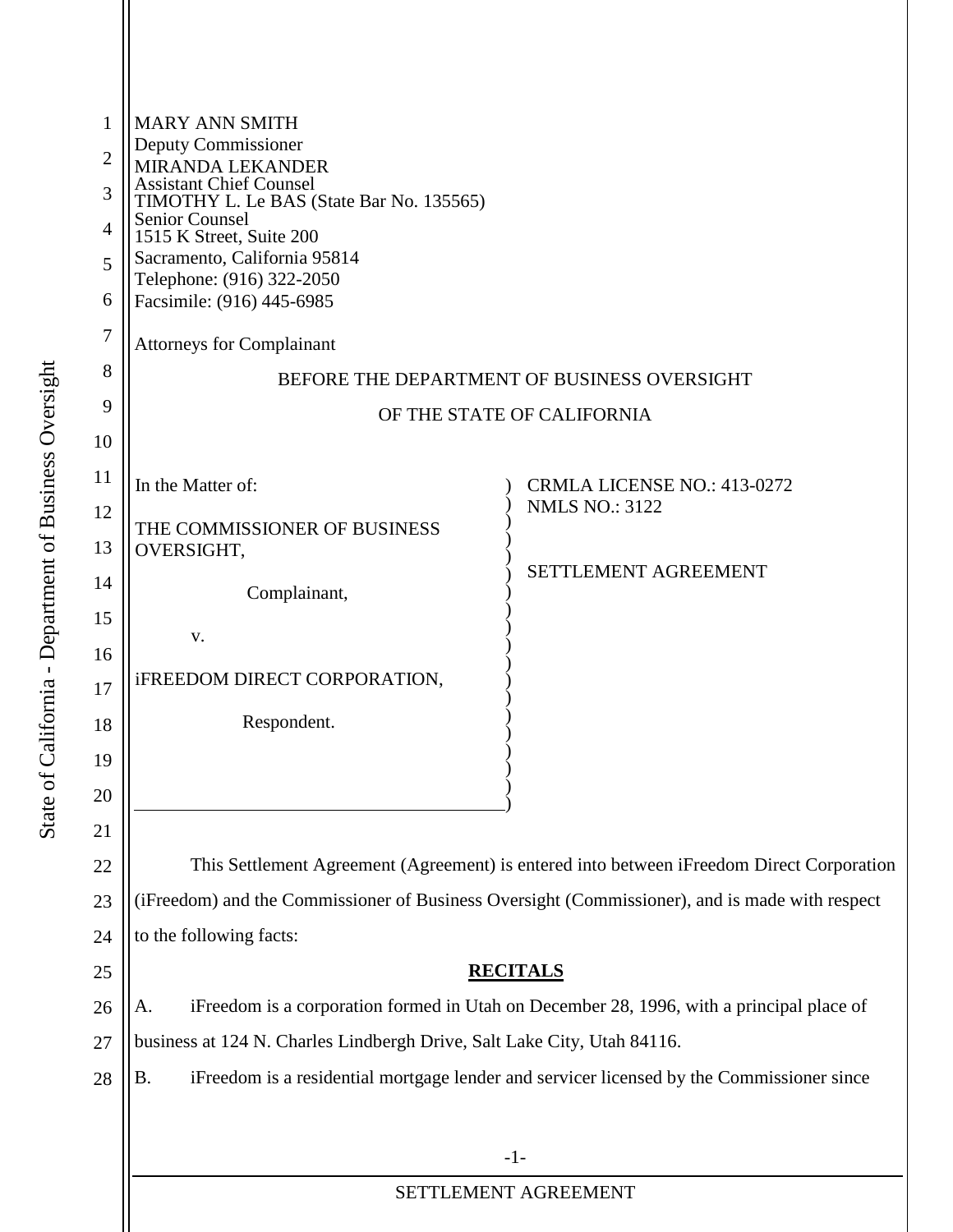MARY ANN SMITH
Deputy Commissioner
MIRANDA LEKANDER
Assistant Chief Counsel
TIMOTHY L. Le BAS (State Bar No. 135565)
Senior Counsel
1515 K Street, Suite 200
Sacramento, California 95814
Telephone: (916) 322-2050
Facsimile: (916) 445-6985

Attorneys for Complainant

BEFORE THE DEPARTMENT OF BUSINESS OVERSIGHT

OF THE STATE OF CALIFORNIA

In the Matter of:

THE COMMISSIONER OF BUSINESS OVERSIGHT,

Complainant,

v.

iFREEDOM DIRECT CORPORATION,

Respondent.

CRMLA LICENSE NO.: 413-0272
NMLS NO.: 3122

SETTLEMENT AGREEMENT

This Settlement Agreement (Agreement) is entered into between iFreedom Direct Corporation (iFreedom) and the Commissioner of Business Oversight (Commissioner), and is made with respect to the following facts:

**RECITALS**

A. iFreedom is a corporation formed in Utah on December 28, 1996, with a principal place of business at 124 N. Charles Lindbergh Drive, Salt Lake City, Utah 84116.

B. iFreedom is a residential mortgage lender and servicer licensed by the Commissioner since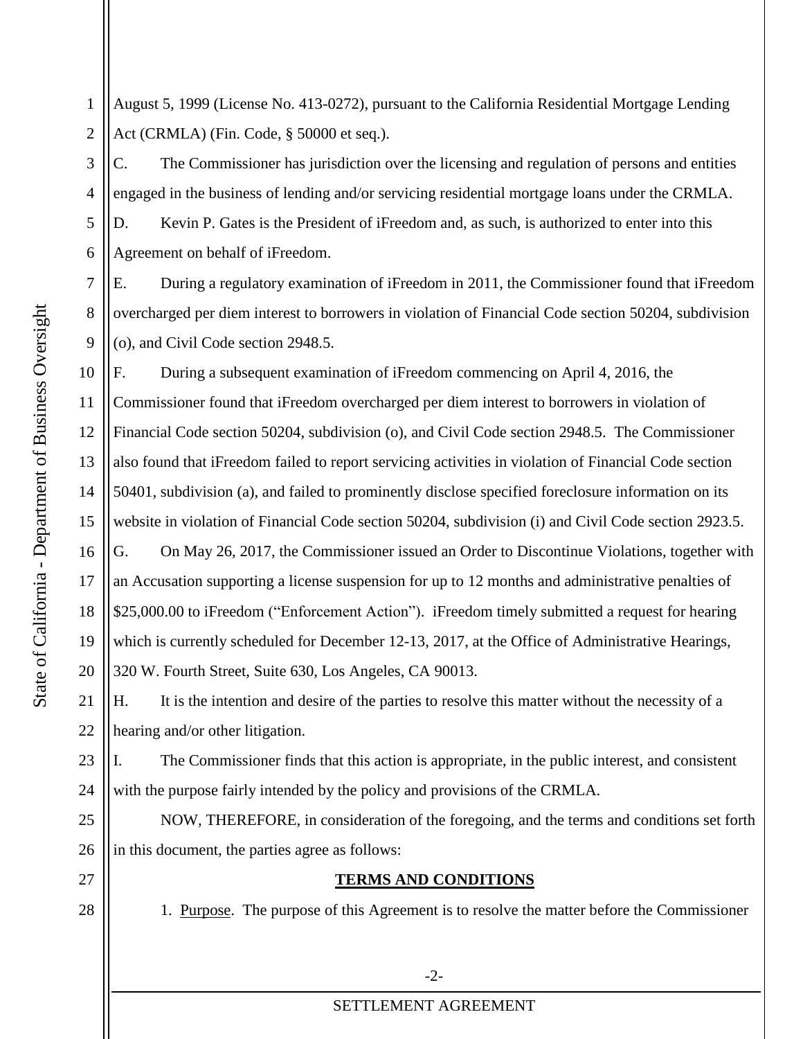August 5, 1999 (License No. 413-0272), pursuant to the California Residential Mortgage Lending Act (CRMLA) (Fin. Code, § 50000 et seq.).

C. The Commissioner has jurisdiction over the licensing and regulation of persons and entities engaged in the business of lending and/or servicing residential mortgage loans under the CRMLA.

D. Kevin P. Gates is the President of iFreedom and, as such, is authorized to enter into this Agreement on behalf of iFreedom.

E. During a regulatory examination of iFreedom in 2011, the Commissioner found that iFreedom overcharged per diem interest to borrowers in violation of Financial Code section 50204, subdivision (o), and Civil Code section 2948.5.

F. During a subsequent examination of iFreedom commencing on April 4, 2016, the Commissioner found that iFreedom overcharged per diem interest to borrowers in violation of Financial Code section 50204, subdivision (o), and Civil Code section 2948.5. The Commissioner also found that iFreedom failed to report servicing activities in violation of Financial Code section 50401, subdivision (a), and failed to prominently disclose specified foreclosure information on its website in violation of Financial Code section 50204, subdivision (i) and Civil Code section 2923.5.

G. On May 26, 2017, the Commissioner issued an Order to Discontinue Violations, together with an Accusation supporting a license suspension for up to 12 months and administrative penalties of $25,000.00 to iFreedom ("Enforcement Action"). iFreedom timely submitted a request for hearing which is currently scheduled for December 12-13, 2017, at the Office of Administrative Hearings, 320 W. Fourth Street, Suite 630, Los Angeles, CA 90013.

H. It is the intention and desire of the parties to resolve this matter without the necessity of a hearing and/or other litigation.

I. The Commissioner finds that this action is appropriate, in the public interest, and consistent with the purpose fairly intended by the policy and provisions of the CRMLA.

NOW, THEREFORE, in consideration of the foregoing, and the terms and conditions set forth in this document, the parties agree as follows:

## TERMS AND CONDITIONS

1. Purpose. The purpose of this Agreement is to resolve the matter before the Commissioner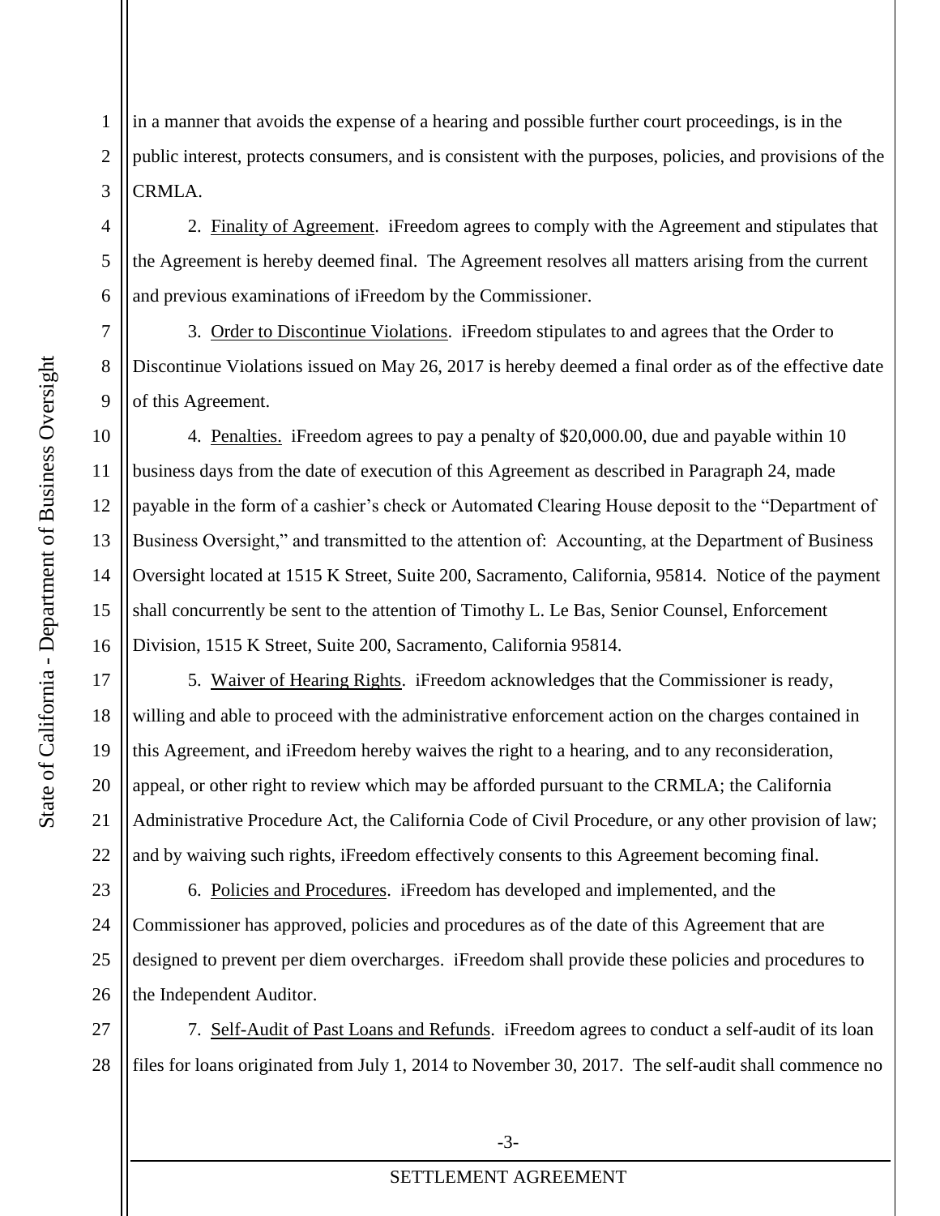in a manner that avoids the expense of a hearing and possible further court proceedings, is in the public interest, protects consumers, and is consistent with the purposes, policies, and provisions of the CRMLA.

2. Finality of Agreement. iFreedom agrees to comply with the Agreement and stipulates that the Agreement is hereby deemed final. The Agreement resolves all matters arising from the current and previous examinations of iFreedom by the Commissioner.

3. Order to Discontinue Violations. iFreedom stipulates to and agrees that the Order to Discontinue Violations issued on May 26, 2017 is hereby deemed a final order as of the effective date of this Agreement.

4. Penalties. iFreedom agrees to pay a penalty of $20,000.00, due and payable within 10 business days from the date of execution of this Agreement as described in Paragraph 24, made payable in the form of a cashier's check or Automated Clearing House deposit to the "Department of Business Oversight," and transmitted to the attention of: Accounting, at the Department of Business Oversight located at 1515 K Street, Suite 200, Sacramento, California, 95814. Notice of the payment shall concurrently be sent to the attention of Timothy L. Le Bas, Senior Counsel, Enforcement Division, 1515 K Street, Suite 200, Sacramento, California 95814.

5. Waiver of Hearing Rights. iFreedom acknowledges that the Commissioner is ready, willing and able to proceed with the administrative enforcement action on the charges contained in this Agreement, and iFreedom hereby waives the right to a hearing, and to any reconsideration, appeal, or other right to review which may be afforded pursuant to the CRMLA; the California Administrative Procedure Act, the California Code of Civil Procedure, or any other provision of law; and by waiving such rights, iFreedom effectively consents to this Agreement becoming final.

6. Policies and Procedures. iFreedom has developed and implemented, and the Commissioner has approved, policies and procedures as of the date of this Agreement that are designed to prevent per diem overcharges. iFreedom shall provide these policies and procedures to the Independent Auditor.

7. Self-Audit of Past Loans and Refunds. iFreedom agrees to conduct a self-audit of its loan files for loans originated from July 1, 2014 to November 30, 2017. The self-audit shall commence no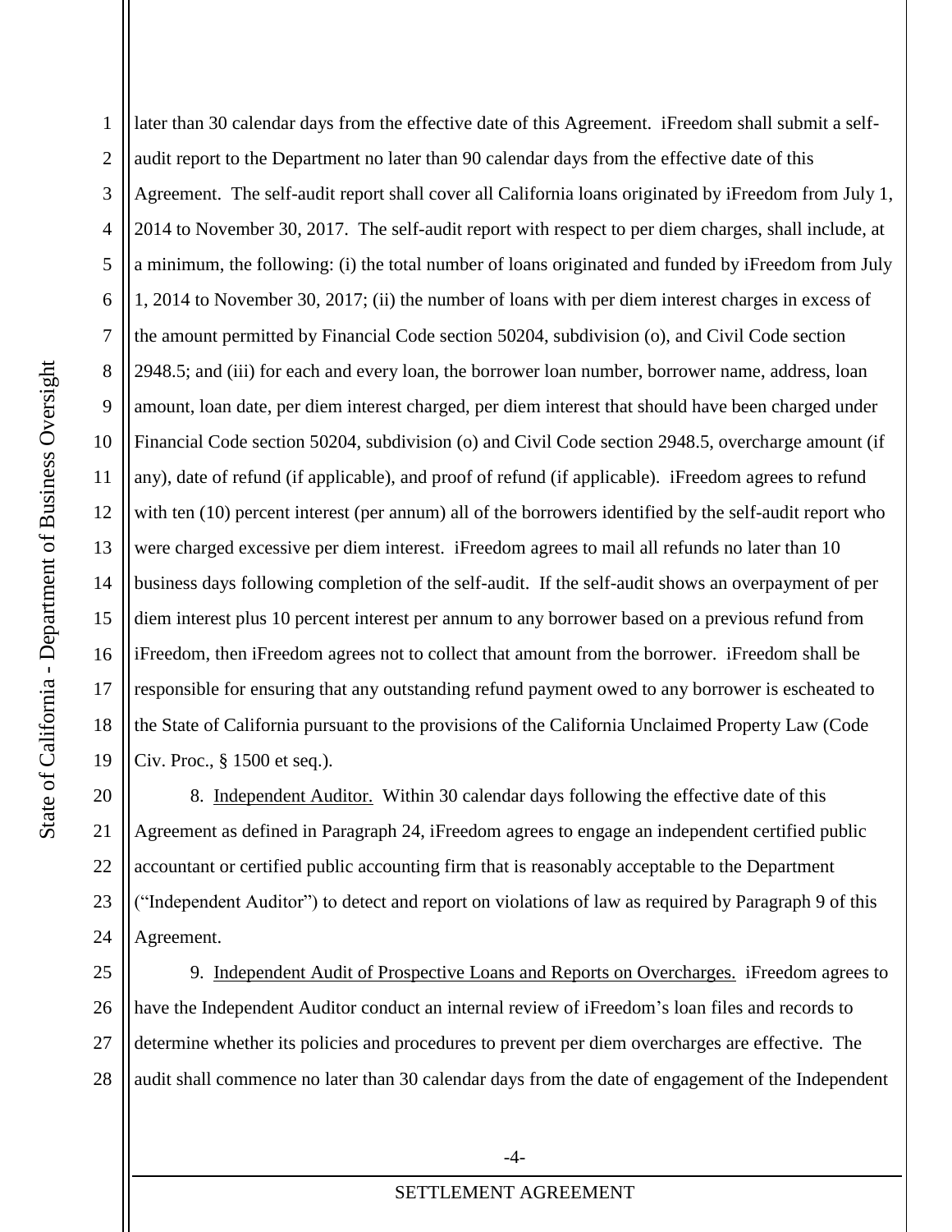later than 30 calendar days from the effective date of this Agreement. iFreedom shall submit a self-audit report to the Department no later than 90 calendar days from the effective date of this Agreement. The self-audit report shall cover all California loans originated by iFreedom from July 1, 2014 to November 30, 2017. The self-audit report with respect to per diem charges, shall include, at a minimum, the following: (i) the total number of loans originated and funded by iFreedom from July 1, 2014 to November 30, 2017; (ii) the number of loans with per diem interest charges in excess of the amount permitted by Financial Code section 50204, subdivision (o), and Civil Code section 2948.5; and (iii) for each and every loan, the borrower loan number, borrower name, address, loan amount, loan date, per diem interest charged, per diem interest that should have been charged under Financial Code section 50204, subdivision (o) and Civil Code section 2948.5, overcharge amount (if any), date of refund (if applicable), and proof of refund (if applicable). iFreedom agrees to refund with ten (10) percent interest (per annum) all of the borrowers identified by the self-audit report who were charged excessive per diem interest. iFreedom agrees to mail all refunds no later than 10 business days following completion of the self-audit. If the self-audit shows an overpayment of per diem interest plus 10 percent interest per annum to any borrower based on a previous refund from iFreedom, then iFreedom agrees not to collect that amount from the borrower. iFreedom shall be responsible for ensuring that any outstanding refund payment owed to any borrower is escheated to the State of California pursuant to the provisions of the California Unclaimed Property Law (Code Civ. Proc., § 1500 et seq.).

8. Independent Auditor. Within 30 calendar days following the effective date of this Agreement as defined in Paragraph 24, iFreedom agrees to engage an independent certified public accountant or certified public accounting firm that is reasonably acceptable to the Department ("Independent Auditor") to detect and report on violations of law as required by Paragraph 9 of this Agreement.

9. Independent Audit of Prospective Loans and Reports on Overcharges. iFreedom agrees to have the Independent Auditor conduct an internal review of iFreedom's loan files and records to determine whether its policies and procedures to prevent per diem overcharges are effective. The audit shall commence no later than 30 calendar days from the date of engagement of the Independent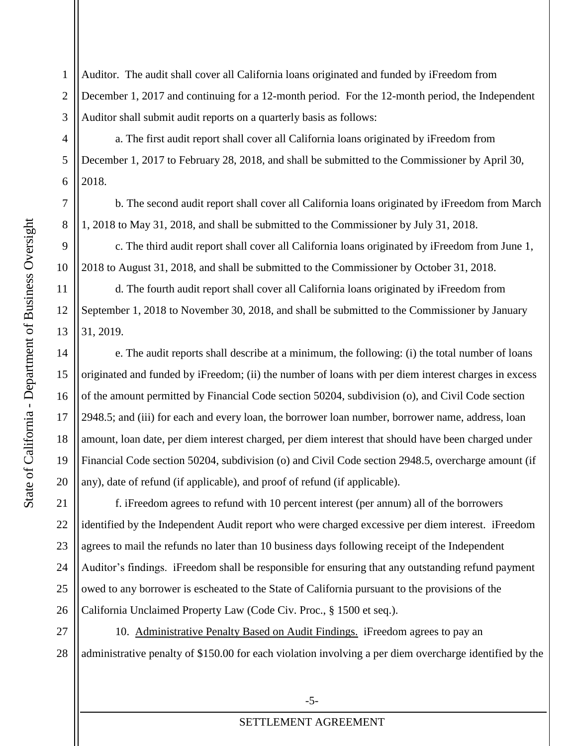Auditor. The audit shall cover all California loans originated and funded by iFreedom from December 1, 2017 and continuing for a 12-month period. For the 12-month period, the Independent Auditor shall submit audit reports on a quarterly basis as follows:

a. The first audit report shall cover all California loans originated by iFreedom from December 1, 2017 to February 28, 2018, and shall be submitted to the Commissioner by April 30, 2018.

b. The second audit report shall cover all California loans originated by iFreedom from March 1, 2018 to May 31, 2018, and shall be submitted to the Commissioner by July 31, 2018.

c. The third audit report shall cover all California loans originated by iFreedom from June 1, 2018 to August 31, 2018, and shall be submitted to the Commissioner by October 31, 2018.

d. The fourth audit report shall cover all California loans originated by iFreedom from September 1, 2018 to November 30, 2018, and shall be submitted to the Commissioner by January 31, 2019.

e. The audit reports shall describe at a minimum, the following: (i) the total number of loans originated and funded by iFreedom; (ii) the number of loans with per diem interest charges in excess of the amount permitted by Financial Code section 50204, subdivision (o), and Civil Code section 2948.5; and (iii) for each and every loan, the borrower loan number, borrower name, address, loan amount, loan date, per diem interest charged, per diem interest that should have been charged under Financial Code section 50204, subdivision (o) and Civil Code section 2948.5, overcharge amount (if any), date of refund (if applicable), and proof of refund (if applicable).

f. iFreedom agrees to refund with 10 percent interest (per annum) all of the borrowers identified by the Independent Audit report who were charged excessive per diem interest. iFreedom agrees to mail the refunds no later than 10 business days following receipt of the Independent Auditor's findings. iFreedom shall be responsible for ensuring that any outstanding refund payment owed to any borrower is escheated to the State of California pursuant to the provisions of the California Unclaimed Property Law (Code Civ. Proc., § 1500 et seq.).

10. Administrative Penalty Based on Audit Findings. iFreedom agrees to pay an administrative penalty of $150.00 for each violation involving a per diem overcharge identified by the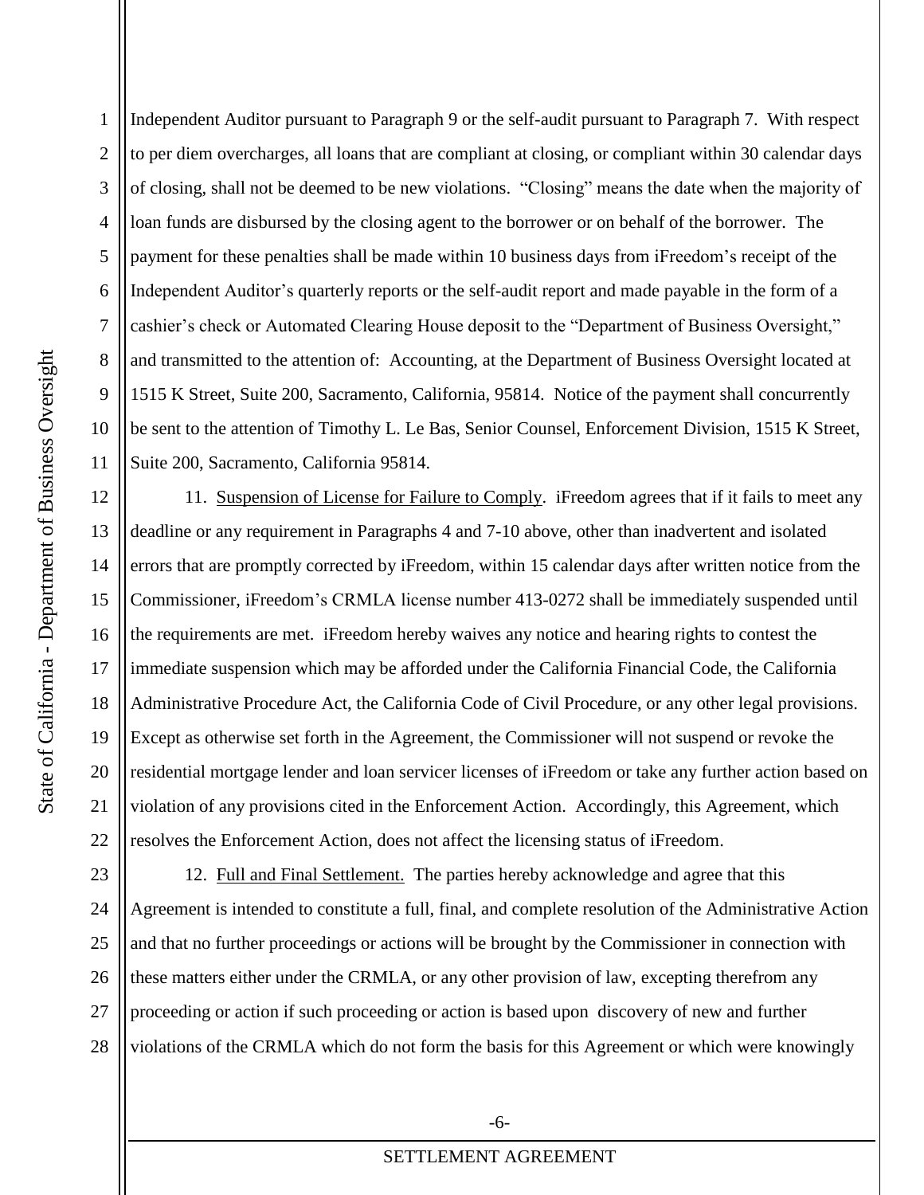Independent Auditor pursuant to Paragraph 9 or the self-audit pursuant to Paragraph 7. With respect to per diem overcharges, all loans that are compliant at closing, or compliant within 30 calendar days of closing, shall not be deemed to be new violations. "Closing" means the date when the majority of loan funds are disbursed by the closing agent to the borrower or on behalf of the borrower. The payment for these penalties shall be made within 10 business days from iFreedom's receipt of the Independent Auditor's quarterly reports or the self-audit report and made payable in the form of a cashier's check or Automated Clearing House deposit to the "Department of Business Oversight," and transmitted to the attention of: Accounting, at the Department of Business Oversight located at 1515 K Street, Suite 200, Sacramento, California, 95814. Notice of the payment shall concurrently be sent to the attention of Timothy L. Le Bas, Senior Counsel, Enforcement Division, 1515 K Street, Suite 200, Sacramento, California 95814.

11. Suspension of License for Failure to Comply. iFreedom agrees that if it fails to meet any deadline or any requirement in Paragraphs 4 and 7-10 above, other than inadvertent and isolated errors that are promptly corrected by iFreedom, within 15 calendar days after written notice from the Commissioner, iFreedom's CRMLA license number 413-0272 shall be immediately suspended until the requirements are met. iFreedom hereby waives any notice and hearing rights to contest the immediate suspension which may be afforded under the California Financial Code, the California Administrative Procedure Act, the California Code of Civil Procedure, or any other legal provisions. Except as otherwise set forth in the Agreement, the Commissioner will not suspend or revoke the residential mortgage lender and loan servicer licenses of iFreedom or take any further action based on violation of any provisions cited in the Enforcement Action. Accordingly, this Agreement, which resolves the Enforcement Action, does not affect the licensing status of iFreedom.

12. Full and Final Settlement. The parties hereby acknowledge and agree that this Agreement is intended to constitute a full, final, and complete resolution of the Administrative Action and that no further proceedings or actions will be brought by the Commissioner in connection with these matters either under the CRMLA, or any other provision of law, excepting therefrom any proceeding or action if such proceeding or action is based upon discovery of new and further violations of the CRMLA which do not form the basis for this Agreement or which were knowingly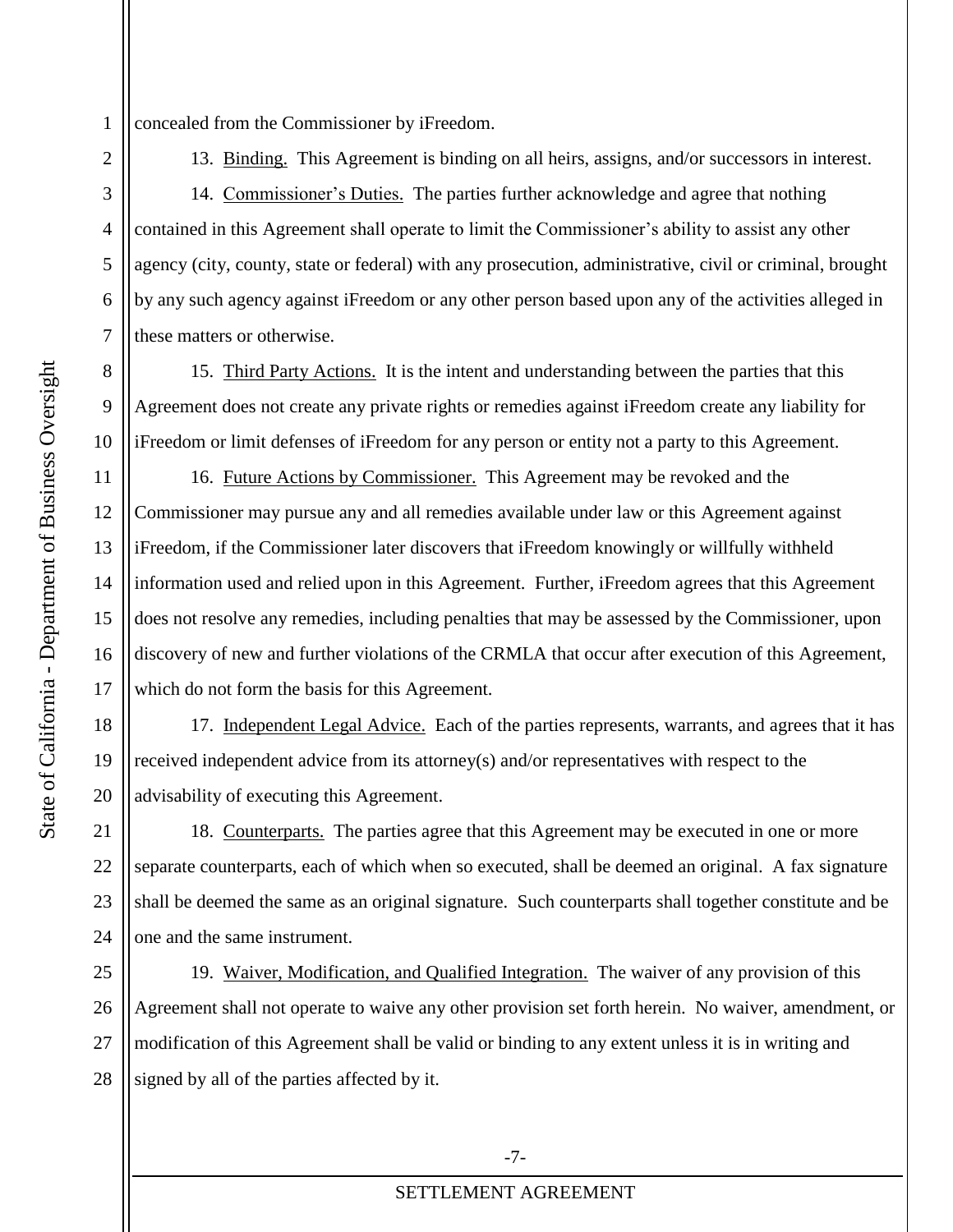concealed from the Commissioner by iFreedom.

13. Binding. This Agreement is binding on all heirs, assigns, and/or successors in interest.

14. Commissioner's Duties. The parties further acknowledge and agree that nothing contained in this Agreement shall operate to limit the Commissioner's ability to assist any other agency (city, county, state or federal) with any prosecution, administrative, civil or criminal, brought by any such agency against iFreedom or any other person based upon any of the activities alleged in these matters or otherwise.

15. Third Party Actions. It is the intent and understanding between the parties that this Agreement does not create any private rights or remedies against iFreedom create any liability for iFreedom or limit defenses of iFreedom for any person or entity not a party to this Agreement.

16. Future Actions by Commissioner. This Agreement may be revoked and the Commissioner may pursue any and all remedies available under law or this Agreement against iFreedom, if the Commissioner later discovers that iFreedom knowingly or willfully withheld information used and relied upon in this Agreement. Further, iFreedom agrees that this Agreement does not resolve any remedies, including penalties that may be assessed by the Commissioner, upon discovery of new and further violations of the CRMLA that occur after execution of this Agreement, which do not form the basis for this Agreement.

17. Independent Legal Advice. Each of the parties represents, warrants, and agrees that it has received independent advice from its attorney(s) and/or representatives with respect to the advisability of executing this Agreement.

18. Counterparts. The parties agree that this Agreement may be executed in one or more separate counterparts, each of which when so executed, shall be deemed an original. A fax signature shall be deemed the same as an original signature. Such counterparts shall together constitute and be one and the same instrument.

19. Waiver, Modification, and Qualified Integration. The waiver of any provision of this Agreement shall not operate to waive any other provision set forth herein. No waiver, amendment, or modification of this Agreement shall be valid or binding to any extent unless it is in writing and signed by all of the parties affected by it.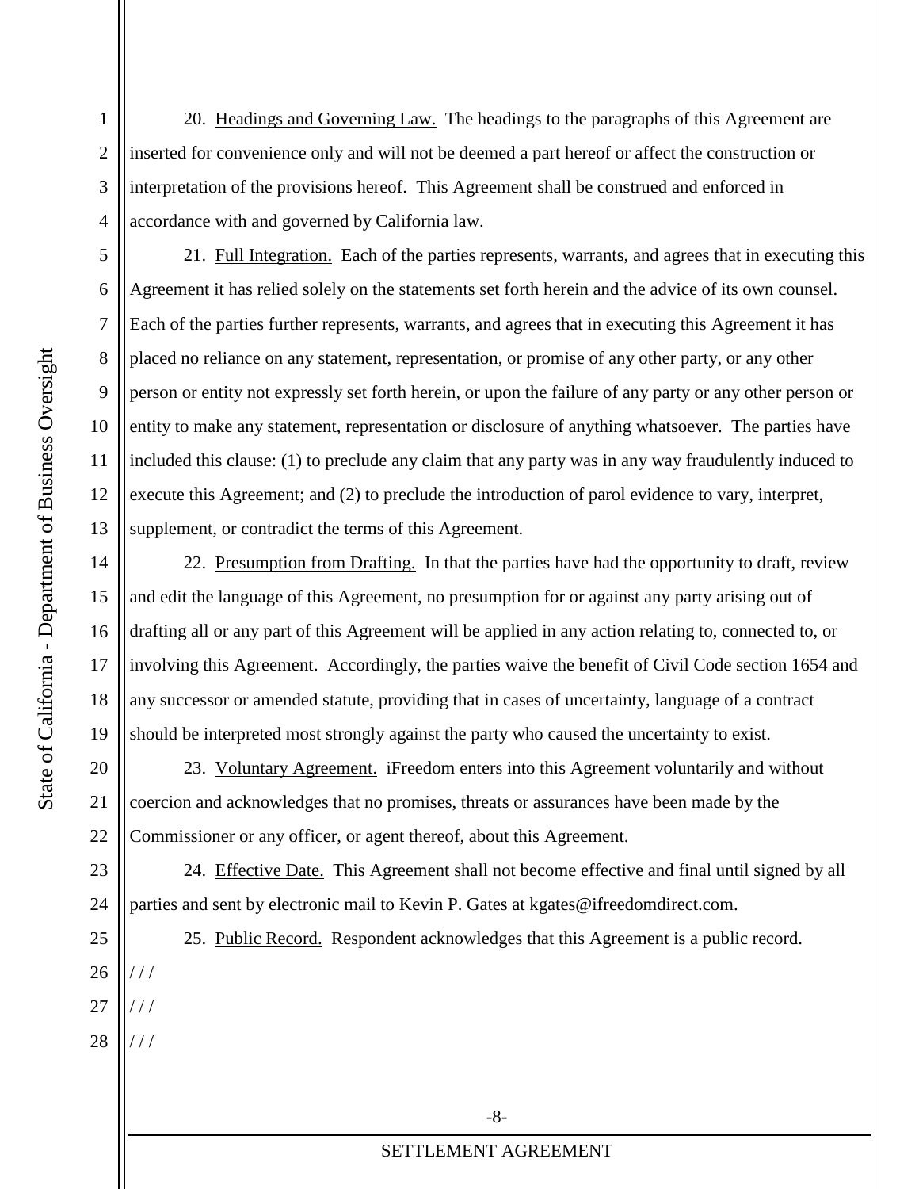20. Headings and Governing Law. The headings to the paragraphs of this Agreement are inserted for convenience only and will not be deemed a part hereof or affect the construction or interpretation of the provisions hereof. This Agreement shall be construed and enforced in accordance with and governed by California law.

21. Full Integration. Each of the parties represents, warrants, and agrees that in executing this Agreement it has relied solely on the statements set forth herein and the advice of its own counsel. Each of the parties further represents, warrants, and agrees that in executing this Agreement it has placed no reliance on any statement, representation, or promise of any other party, or any other person or entity not expressly set forth herein, or upon the failure of any party or any other person or entity to make any statement, representation or disclosure of anything whatsoever. The parties have included this clause: (1) to preclude any claim that any party was in any way fraudulently induced to execute this Agreement; and (2) to preclude the introduction of parol evidence to vary, interpret, supplement, or contradict the terms of this Agreement.

22. Presumption from Drafting. In that the parties have had the opportunity to draft, review and edit the language of this Agreement, no presumption for or against any party arising out of drafting all or any part of this Agreement will be applied in any action relating to, connected to, or involving this Agreement. Accordingly, the parties waive the benefit of Civil Code section 1654 and any successor or amended statute, providing that in cases of uncertainty, language of a contract should be interpreted most strongly against the party who caused the uncertainty to exist.

23. Voluntary Agreement. iFreedom enters into this Agreement voluntarily and without coercion and acknowledges that no promises, threats or assurances have been made by the Commissioner or any officer, or agent thereof, about this Agreement.

24. Effective Date. This Agreement shall not become effective and final until signed by all parties and sent by electronic mail to Kevin P. Gates at kgates@ifreedomdirect.com.

25. Public Record. Respondent acknowledges that this Agreement is a public record.

/ / /

/ / /

/ / /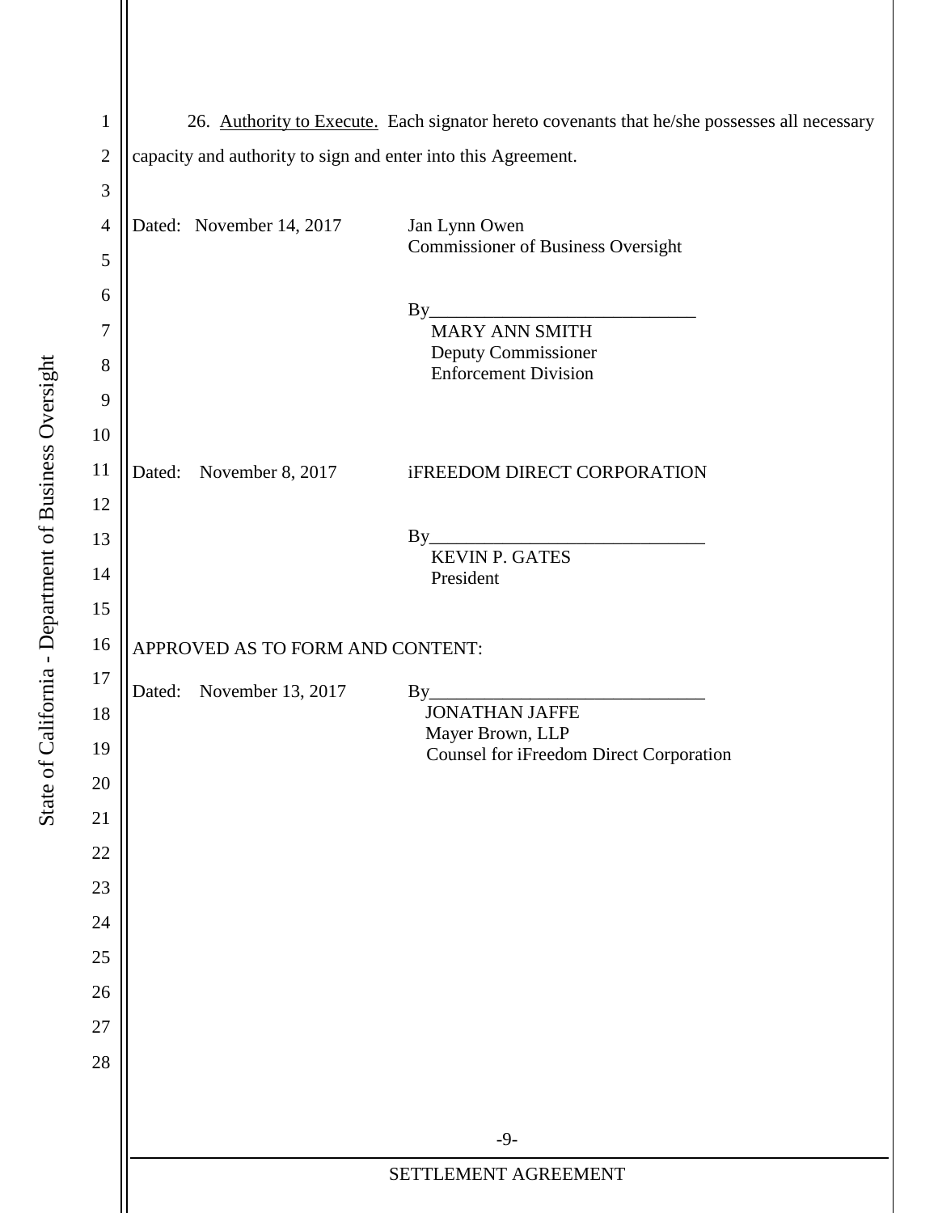26. Authority to Execute. Each signator hereto covenants that he/she possesses all necessary capacity and authority to sign and enter into this Agreement.

Dated: November 14, 2017

Jan Lynn Owen
Commissioner of Business Oversight

By\_\_\_\_\_\_\_\_\_\_\_\_\_\_\_\_\_\_\_\_\_\_\_\_\_\_\_\_\_\_
MARY ANN SMITH
Deputy Commissioner
Enforcement Division

Dated: November 8, 2017

iFREEDOM DIRECT CORPORATION

By\_\_\_\_\_\_\_\_\_\_\_\_\_\_\_\_\_\_\_\_\_\_\_\_\_\_\_\_\_\_
KEVIN P. GATES
President

APPROVED AS TO FORM AND CONTENT:

Dated: November 13, 2017

By\_\_\_\_\_\_\_\_\_\_\_\_\_\_\_\_\_\_\_\_\_\_\_\_\_\_\_\_\_\_
JONATHAN JAFFE
Mayer Brown, LLP
Counsel for iFreedom Direct Corporation